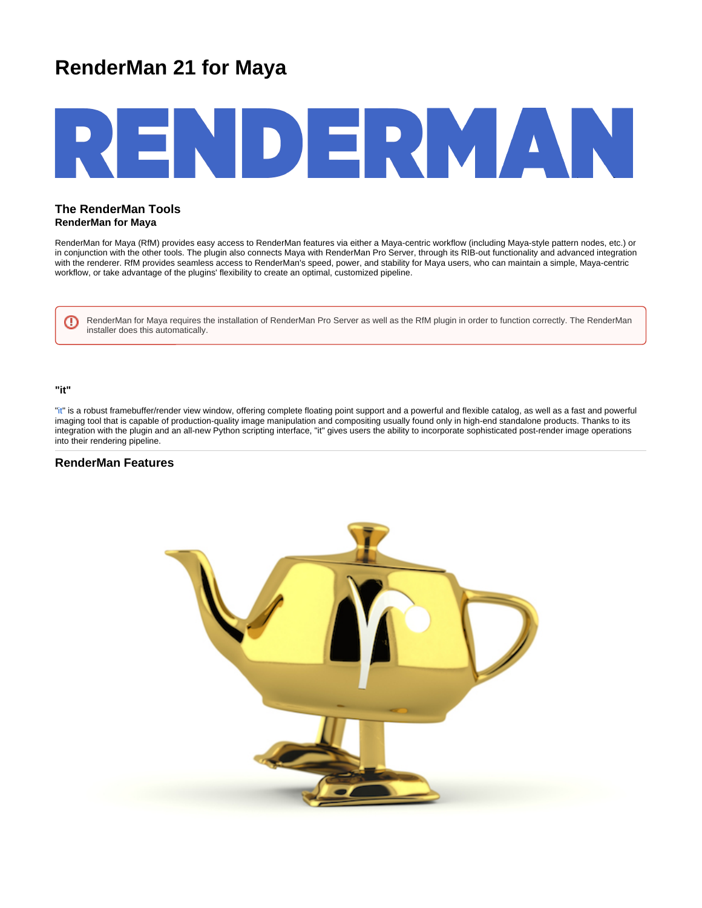# RenderMan 21 for Maya

## The RenderMan Tools

### RenderMan for Maya

RenderMan for Maya (RfM) provides easy access to RenderMan features via either a Maya-centric workflow (including Maya-style pattern nodes, etc.) or in conjunction with the other tools. The plugin also connects Maya with RenderMan Pro Server, through its RIB-out functionality and advanced integration with the renderer. RfM provides seamless access to RenderMan's speed, power, and stability for Maya users, who can maintain a simple, Maya-centric workflow, or take advantage of the plugins' flexibility to create an optimal, customized pipeline.

> RenderMan for Maya requires the installation of RenderMan Pro Server as well as the RfM plugin in order to function correctly. The RenderMan installer does this automatically.

### "it"

"it" is a robust framebuffer/render view window, offering complete floating point support and a powerful and flexible catalog, as well as a fast and powerful imaging tool that is capable of production-quality image manipulation and compositing usually found only in high-end standalone products. Thanks to its integration with the plugin and an all-new Python scripting interface, "it" gives users the ability to incorporate sophisticated post-render image operations into their rendering pipeline.

---

## RenderMan Features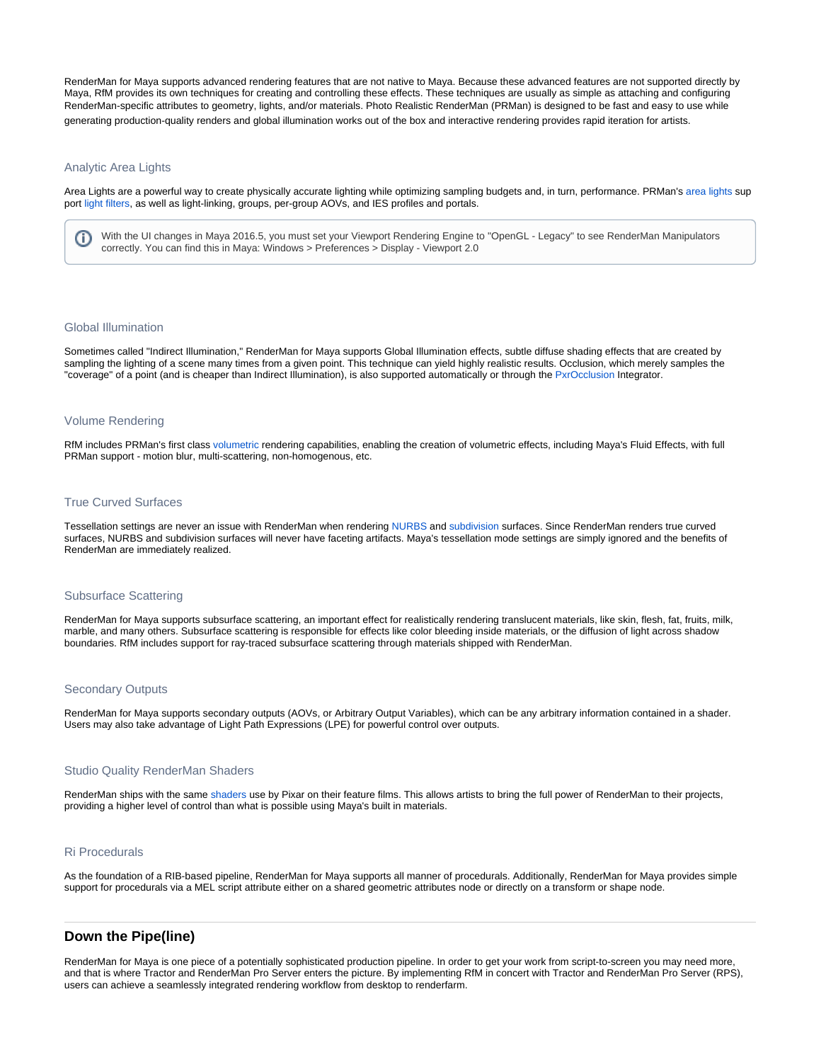RenderMan for Maya supports advanced rendering features that are not native to Maya. Because these advanced features are not supported directly by Maya, RfM provides its own techniques for creating and controlling these effects. These techniques are usually as simple as attaching and configuring RenderMan-specific attributes to geometry, lights, and/or materials. Photo Realistic RenderMan (PRMan) is designed to be fast and easy to use while generating production-quality renders and global illumination works out of the box and interactive rendering provides rapid iteration for artists.

### Analytic Area Lights

Area Lights are a powerful way to create physically accurate lighting while optimizing sampling budgets and, in turn, performance. PRMan's area lights support light filters, as well as light-linking, groups, per-group AOVs, and IES profiles and portals.

> With the UI changes in Maya 2016.5, you must set your Viewport Rendering Engine to "OpenGL - Legacy" to see RenderMan Manipulators correctly. You can find this in Maya: Windows > Preferences > Display - Viewport 2.0

### Global Illumination

Sometimes called "Indirect Illumination," RenderMan for Maya supports Global Illumination effects, subtle diffuse shading effects that are created by sampling the lighting of a scene many times from a given point. This technique can yield highly realistic results. Occlusion, which merely samples the "coverage" of a point (and is cheaper than Indirect Illumination), is also supported automatically or through the PxrOcclusion Integrator.

### Volume Rendering

RfM includes PRMan's first class volumetric rendering capabilities, enabling the creation of volumetric effects, including Maya's Fluid Effects, with full PRMan support - motion blur, multi-scattering, non-homogenous, etc.

### True Curved Surfaces

Tessellation settings are never an issue with RenderMan when rendering NURBS and subdivision surfaces. Since RenderMan renders true curved surfaces, NURBS and subdivision surfaces will never have faceting artifacts. Maya's tessellation mode settings are simply ignored and the benefits of RenderMan are immediately realized.

### Subsurface Scattering

RenderMan for Maya supports subsurface scattering, an important effect for realistically rendering translucent materials, like skin, flesh, fat, fruits, milk, marble, and many others. Subsurface scattering is responsible for effects like color bleeding inside materials, or the diffusion of light across shadow boundaries. RfM includes support for ray-traced subsurface scattering through materials shipped with RenderMan.

### Secondary Outputs

RenderMan for Maya supports secondary outputs (AOVs, or Arbitrary Output Variables), which can be any arbitrary information contained in a shader. Users may also take advantage of Light Path Expressions (LPE) for powerful control over outputs.

### Studio Quality RenderMan Shaders

RenderMan ships with the same shaders use by Pixar on their feature films. This allows artists to bring the full power of RenderMan to their projects, providing a higher level of control than what is possible using Maya's built in materials.

### Ri Procedurals

As the foundation of a RIB-based pipeline, RenderMan for Maya supports all manner of procedurals. Additionally, RenderMan for Maya provides simple support for procedurals via a MEL script attribute either on a shared geometric attributes node or directly on a transform or shape node.

## Down the Pipe(line)

RenderMan for Maya is one piece of a potentially sophisticated production pipeline. In order to get your work from script-to-screen you may need more, and that is where Tractor and RenderMan Pro Server enters the picture. By implementing RfM in concert with Tractor and RenderMan Pro Server (RPS), users can achieve a seamlessly integrated rendering workflow from desktop to renderfarm.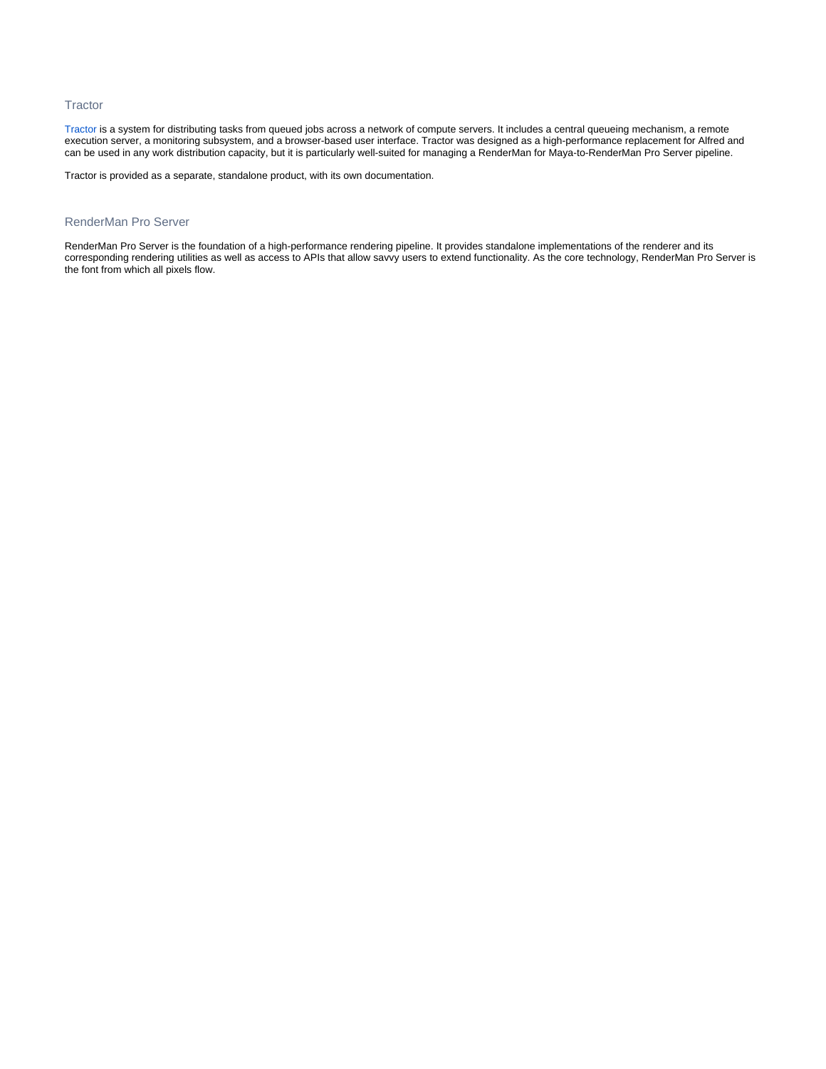## Tractor

Tractor is a system for distributing tasks from queued jobs across a network of compute servers. It includes a central queueing mechanism, a remote execution server, a monitoring subsystem, and a browser-based user interface. Tractor was designed as a high-performance replacement for Alfred and can be used in any work distribution capacity, but it is particularly well-suited for managing a RenderMan for Maya-to-RenderMan Pro Server pipeline.

Tractor is provided as a separate, standalone product, with its own documentation.

## RenderMan Pro Server

RenderMan Pro Server is the foundation of a high-performance rendering pipeline. It provides standalone implementations of the renderer and its corresponding rendering utilities as well as access to APIs that allow savvy users to extend functionality. As the core technology, RenderMan Pro Server is the font from which all pixels flow.